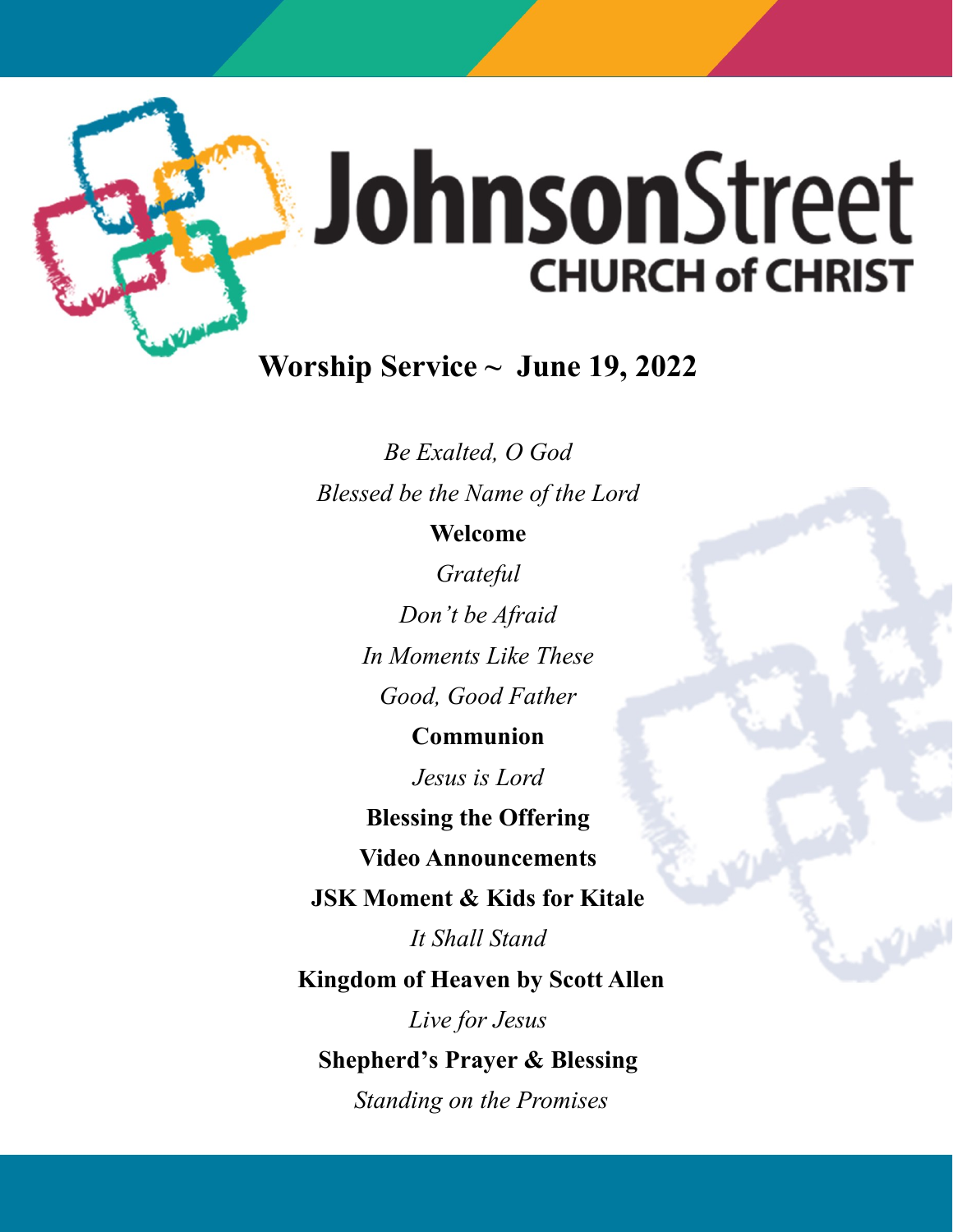# JohnsonStreet CHURCH of CHRIST

## Worship Service ~ June 19, 2022

*Be Exalted, O God*

*Blessed be the Name of the Lord*

**Welcome**

*Grateful*

*Don't be Afraid*

*In Moments Like These*

*Good, Good Father*

**Communion**

*Jesus is Lord*

**Blessing the Offering**

**Video Announcements**

**JSK Moment & Kids for Kitale**

*It Shall Stand*

**Kingdom of Heaven by Scott Allen**

*Live for Jesus*

**Shepherd's Prayer & Blessing**

*Standing on the Promises*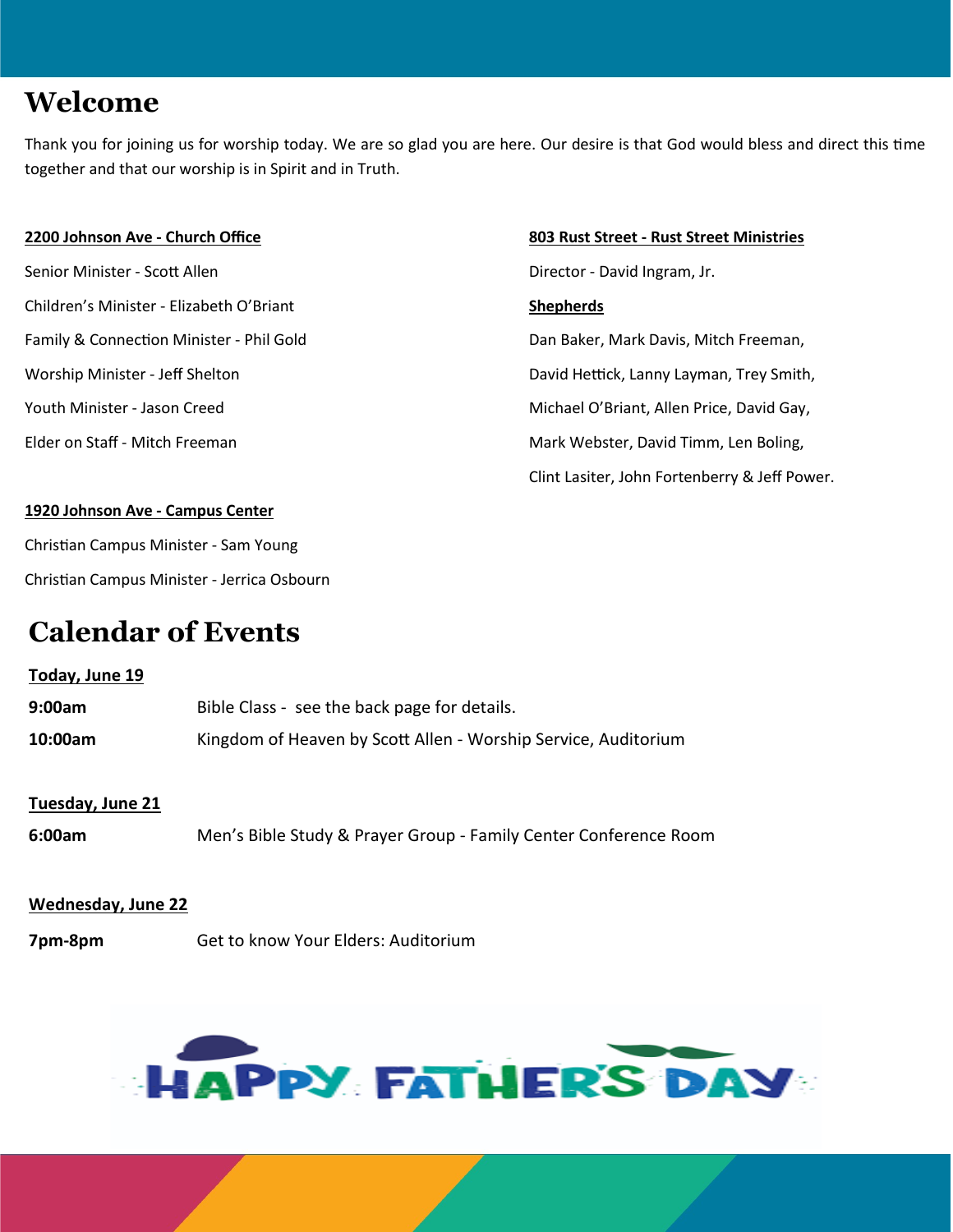# Welcome

Thank you for joining us for worship today. We are so glad you are here. Our desire is that God would bless and direct this time together and that our worship is in Spirit and in Truth.

**2200 Johnson Ave - Church Office**

Senior Minister - Scott Allen

Children's Minister - Elizabeth O'Briant

Family & Connection Minister - Phil Gold

Worship Minister - Jeff Shelton

Youth Minister - Jason Creed

Elder on Staff - Mitch Freeman

**1920 Johnson Ave - Campus Center**

Christian Campus Minister - Sam Young

Christian Campus Minister - Jerrica Osbourn

**803 Rust Street - Rust Street Ministries**

Director - David Ingram, Jr.

**Shepherds**

Dan Baker, Mark Davis, Mitch Freeman, David Hettick, Lanny Layman, Trey Smith, Michael O'Briant, Allen Price, David Gay, Mark Webster, David Timm, Len Boling, Clint Lasiter, John Fortenberry & Jeff Power.

# Calendar of Events

**Today, June 19**

**9:00am** Bible Class - see the back page for details.

**10:00am** Kingdom of Heaven by Scott Allen - Worship Service, Auditorium

**Tuesday, June 21**

**6:00am** Men's Bible Study & Prayer Group - Family Center Conference Room

**Wednesday, June 22**

**7pm-8pm** Get to know Your Elders: Auditorium

HAPPY FATHER'S DAY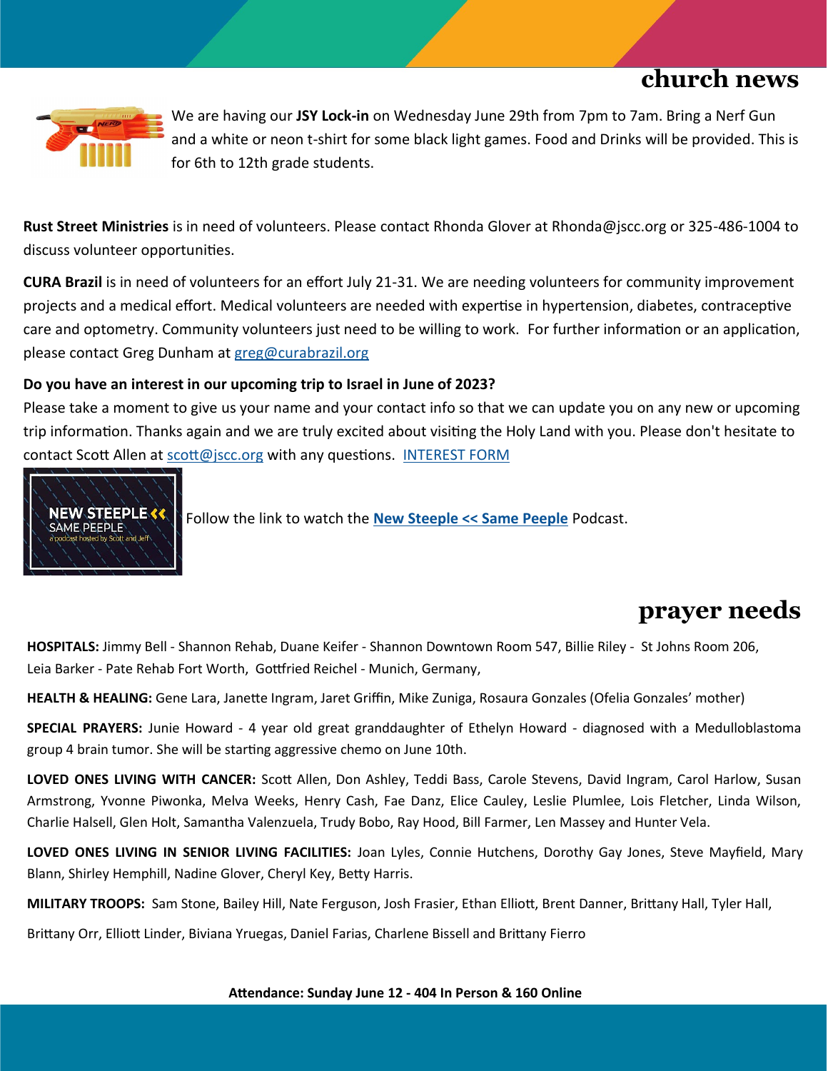# church news

We are having our **JSY Lock-in** on Wednesday June 29th from 7pm to 7am. Bring a Nerf Gun and a white or neon t-shirt for some black light games. Food and Drinks will be provided. This is for 6th to 12th grade students.

**Rust Street Ministries** is in need of volunteers. Please contact Rhonda Glover at Rhonda@jscc.org or 325-486-1004 to discuss volunteer opportunities.

**CURA Brazil** is in need of volunteers for an effort July 21-31. We are needing volunteers for community improvement projects and a medical effort. Medical volunteers are needed with expertise in hypertension, diabetes, contraceptive care and optometry. Community volunteers just need to be willing to work. For further information or an application, please contact Greg Dunham at greg@curabrazil.org

**Do you have an interest in our upcoming trip to Israel in June of 2023?**
Please take a moment to give us your name and your contact info so that we can update you on any new or upcoming trip information. Thanks again and we are truly excited about visiting the Holy Land with you. Please don't hesitate to contact Scott Allen at scott@jscc.org with any questions. INTEREST FORM

Follow the link to watch the **New Steeple << Same Peeple** Podcast.

# prayer needs

**HOSPITALS:** Jimmy Bell - Shannon Rehab, Duane Keifer - Shannon Downtown Room 547, Billie Riley - St Johns Room 206, Leia Barker - Pate Rehab Fort Worth, Gottfried Reichel - Munich, Germany,

**HEALTH & HEALING:** Gene Lara, Janette Ingram, Jaret Griffin, Mike Zuniga, Rosaura Gonzales (Ofelia Gonzales' mother)

**SPECIAL PRAYERS:** Junie Howard - 4 year old great granddaughter of Ethelyn Howard - diagnosed with a Medulloblastoma group 4 brain tumor. She will be starting aggressive chemo on June 10th.

**LOVED ONES LIVING WITH CANCER:** Scott Allen, Don Ashley, Teddi Bass, Carole Stevens, David Ingram, Carol Harlow, Susan Armstrong, Yvonne Piwonka, Melva Weeks, Henry Cash, Fae Danz, Elice Cauley, Leslie Plumlee, Lois Fletcher, Linda Wilson, Charlie Halsell, Glen Holt, Samantha Valenzuela, Trudy Bobo, Ray Hood, Bill Farmer, Len Massey and Hunter Vela.

**LOVED ONES LIVING IN SENIOR LIVING FACILITIES:** Joan Lyles, Connie Hutchens, Dorothy Gay Jones, Steve Mayfield, Mary Blann, Shirley Hemphill, Nadine Glover, Cheryl Key, Betty Harris.

**MILITARY TROOPS:** Sam Stone, Bailey Hill, Nate Ferguson, Josh Frasier, Ethan Elliott, Brent Danner, Brittany Hall, Tyler Hall, Brittany Orr, Elliott Linder, Biviana Yruegas, Daniel Farias, Charlene Bissell and Brittany Fierro

**Attendance: Sunday June 12 - 404 In Person & 160 Online**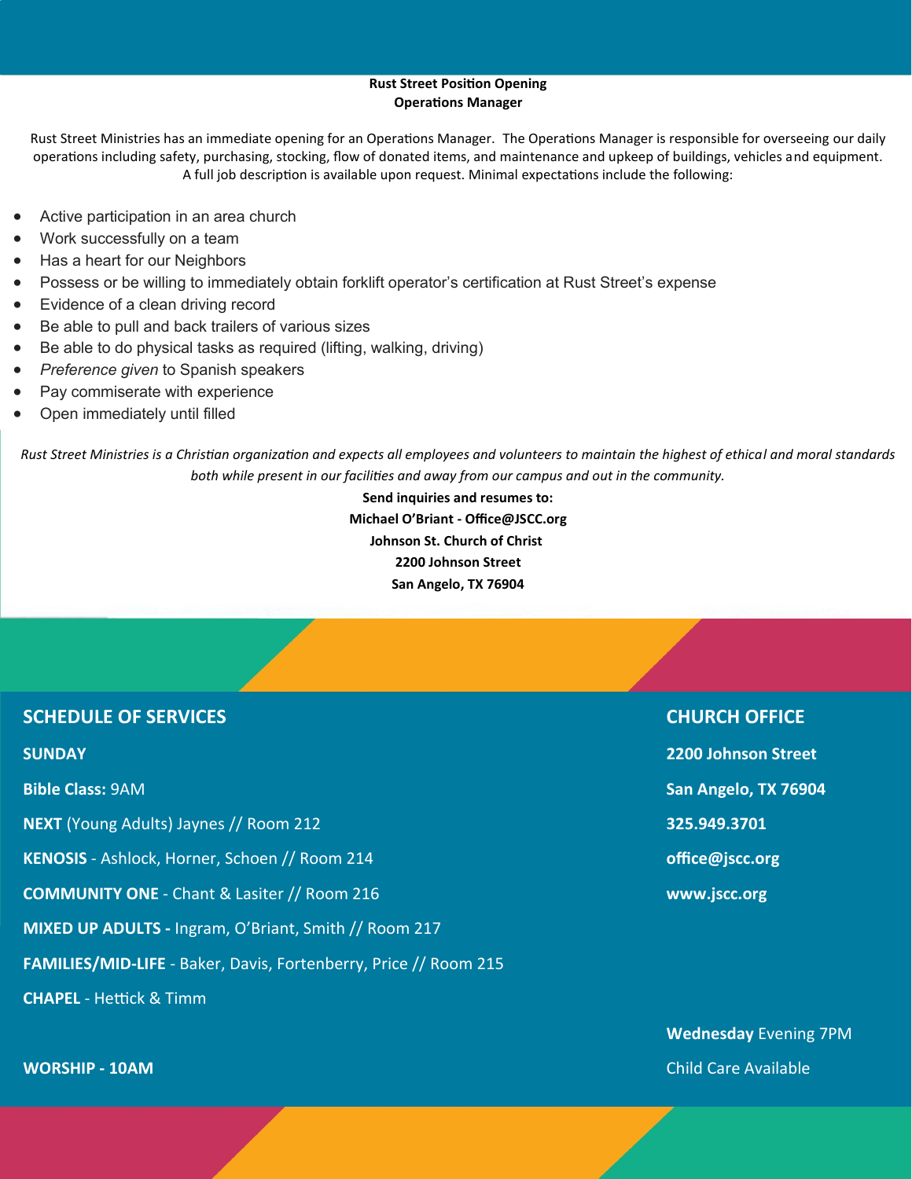**Rust Street Position Opening**
**Operations Manager**

Rust Street Ministries has an immediate opening for an Operations Manager. The Operations Manager is responsible for overseeing our daily operations including safety, purchasing, stocking, flow of donated items, and maintenance and upkeep of buildings, vehicles and equipment. A full job description is available upon request. Minimal expectations include the following:

- Active participation in an area church
- Work successfully on a team
- Has a heart for our Neighbors
- Possess or be willing to immediately obtain forklift operator's certification at Rust Street's expense
- Evidence of a clean driving record
- Be able to pull and back trailers of various sizes
- Be able to do physical tasks as required (lifting, walking, driving)
- *Preference given* to Spanish speakers
- Pay commiserate with experience
- Open immediately until filled

*Rust Street Ministries is a Christian organization and expects all employees and volunteers to maintain the highest of ethical and moral standards both while present in our facilities and away from our campus and out in the community.*

**Send inquiries and resumes to:**
**Michael O'Briant - Office@JSCC.org**
**Johnson St. Church of Christ**
**2200 Johnson Street**
**San Angelo, TX 76904**

## SCHEDULE OF SERVICES

**SUNDAY**

**Bible Class:** 9AM

**NEXT** (Young Adults) Jaynes // Room 212

**KENOSIS** - Ashlock, Horner, Schoen // Room 214

**COMMUNITY ONE** - Chant & Lasiter // Room 216

**MIXED UP ADULTS -** Ingram, O'Briant, Smith // Room 217

**FAMILIES/MID-LIFE** - Baker, Davis, Fortenberry, Price // Room 215

**CHAPEL** - Hettick & Timm

**WORSHIP - 10AM**

## CHURCH OFFICE

**2200 Johnson Street**

**San Angelo, TX 76904**

**325.949.3701**

**office@jscc.org**

**www.jscc.org**

**Wednesday** Evening 7PM

Child Care Available